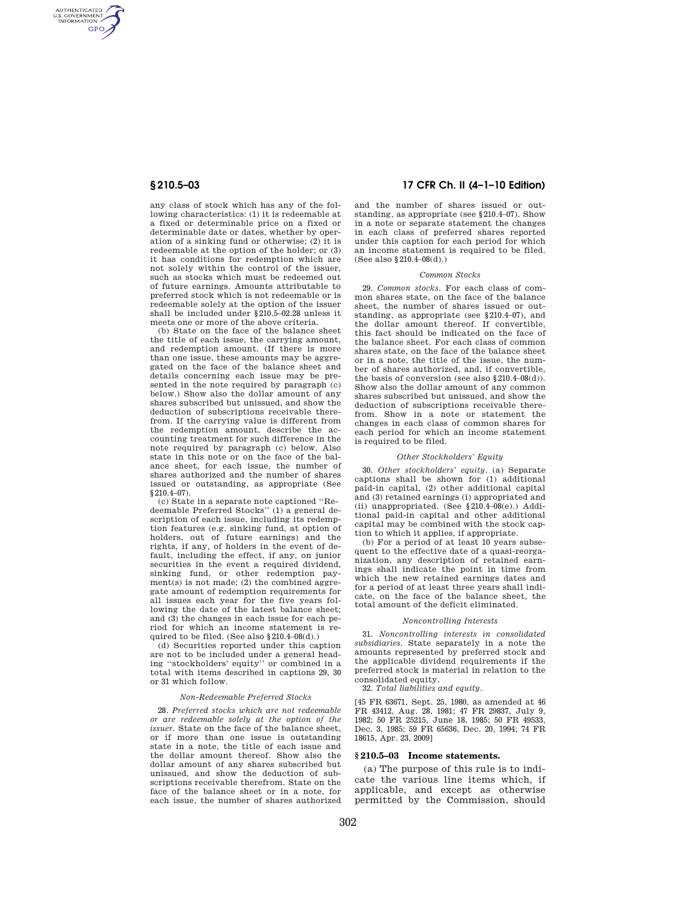any class of stock which has any of the following characteristics: (1) it is redeemable at a fixed or determinable price on a fixed or determinable date or dates, whether by operation of a sinking fund or otherwise; (2) it is redeemable at the option of the holder; or (3) it has conditions for redemption which are not solely within the control of the issuer, such as stocks which must be redeemed out of future earnings. Amounts attributable to preferred stock which is not redeemable or is redeemable solely at the option of the issuer shall be included under §210.5–02.28 unless it meets one or more of the above criteria.

(b) State on the face of the balance sheet the title of each issue, the carrying amount, and redemption amount. (If there is more than one issue, these amounts may be aggregated on the face of the balance sheet and details concerning each issue may be presented in the note required by paragraph (c) below.) Show also the dollar amount of any shares subscribed but unissued, and show the deduction of subscriptions receivable therefrom. If the carrying value is different from the redemption amount, describe the accounting treatment for such difference in the note required by paragraph (c) below. Also state in this note or on the face of the balance sheet, for each issue, the number of shares authorized and the number of shares issued or outstanding, as appropriate (See §210.4–07).

(c) State in a separate note captioned "Redeemable Preferred Stocks" (1) a general description of each issue, including its redemption features (e.g. sinking fund, at option of holders, out of future earnings) and the rights, if any, of holders in the event of default, including the effect, if any, on junior securities in the event a required dividend, sinking fund, or other redemption payment(s) is not made; (2) the combined aggregate amount of redemption requirements for all issues each year for the five years following the date of the latest balance sheet; and (3) the changes in each issue for each period for which an income statement is required to be filed. (See also §210.4–08(d).)

(d) Securities reported under this caption are not to be included under a general heading "stockholders' equity" or combined in a total with items described in captions 29, 30 or 31 which follow.

*Non-Redeemable Preferred Stocks*

28. *Preferred stocks which are not redeemable or are redeemable solely at the option of the issuer.* State on the face of the balance sheet, or if more than one issue is outstanding state in a note, the title of each issue and the dollar amount thereof. Show also the dollar amount of any shares subscribed but unissued, and show the deduction of subscriptions receivable therefrom. State on the face of the balance sheet or in a note, for each issue, the number of shares authorized and the number of shares issued or outstanding, as appropriate (see §210.4–07). Show in a note or separate statement the changes in each class of preferred shares reported under this caption for each period for which an income statement is required to be filed. (See also §210.4–08(d).)

*Common Stocks*

29. *Common stocks.* For each class of common shares state, on the face of the balance sheet, the number of shares issued or outstanding, as appropriate (see §210.4–07), and the dollar amount thereof. If convertible, this fact should be indicated on the face of the balance sheet. For each class of common shares state, on the face of the balance sheet or in a note, the title of the issue, the number of shares authorized, and, if convertible, the basis of conversion (see also §210.4–08(d)). Show also the dollar amount of any common shares subscribed but unissued, and show the deduction of subscriptions receivable therefrom. Show in a note or statement the changes in each class of common shares for each period for which an income statement is required to be filed.

*Other Stockholders' Equity*

30. *Other stockholders' equity.* (a) Separate captions shall be shown for (1) additional paid-in capital, (2) other additional capital and (3) retained earnings (i) appropriated and (ii) unappropriated. (See §210.4–08(e).) Additional paid-in capital and other additional capital may be combined with the stock caption to which it applies, if appropriate.

(b) For a period of at least 10 years subsequent to the effective date of a quasi-reorganization, any description of retained earnings shall indicate the point in time from which the new retained earnings dates and for a period of at least three years shall indicate, on the face of the balance sheet, the total amount of the deficit eliminated.

*Noncontrolling Interests*

31. *Noncontrolling interests in consolidated subsidiaries.* State separately in a note the amounts represented by preferred stock and the applicable dividend requirements if the preferred stock is material in relation to the consolidated equity.

32. *Total liabilities and equity.*

[45 FR 63671, Sept. 25, 1980, as amended at 46 FR 43412, Aug. 28, 1981; 47 FR 29837, July 9, 1982; 50 FR 25215, June 18, 1985; 50 FR 49533, Dec. 3, 1985; 59 FR 65636, Dec. 20, 1994; 74 FR 18615, Apr. 23, 2009]

## §210.5–03 Income statements.

(a) The purpose of this rule is to indicate the various line items which, if applicable, and except as otherwise permitted by the Commission, should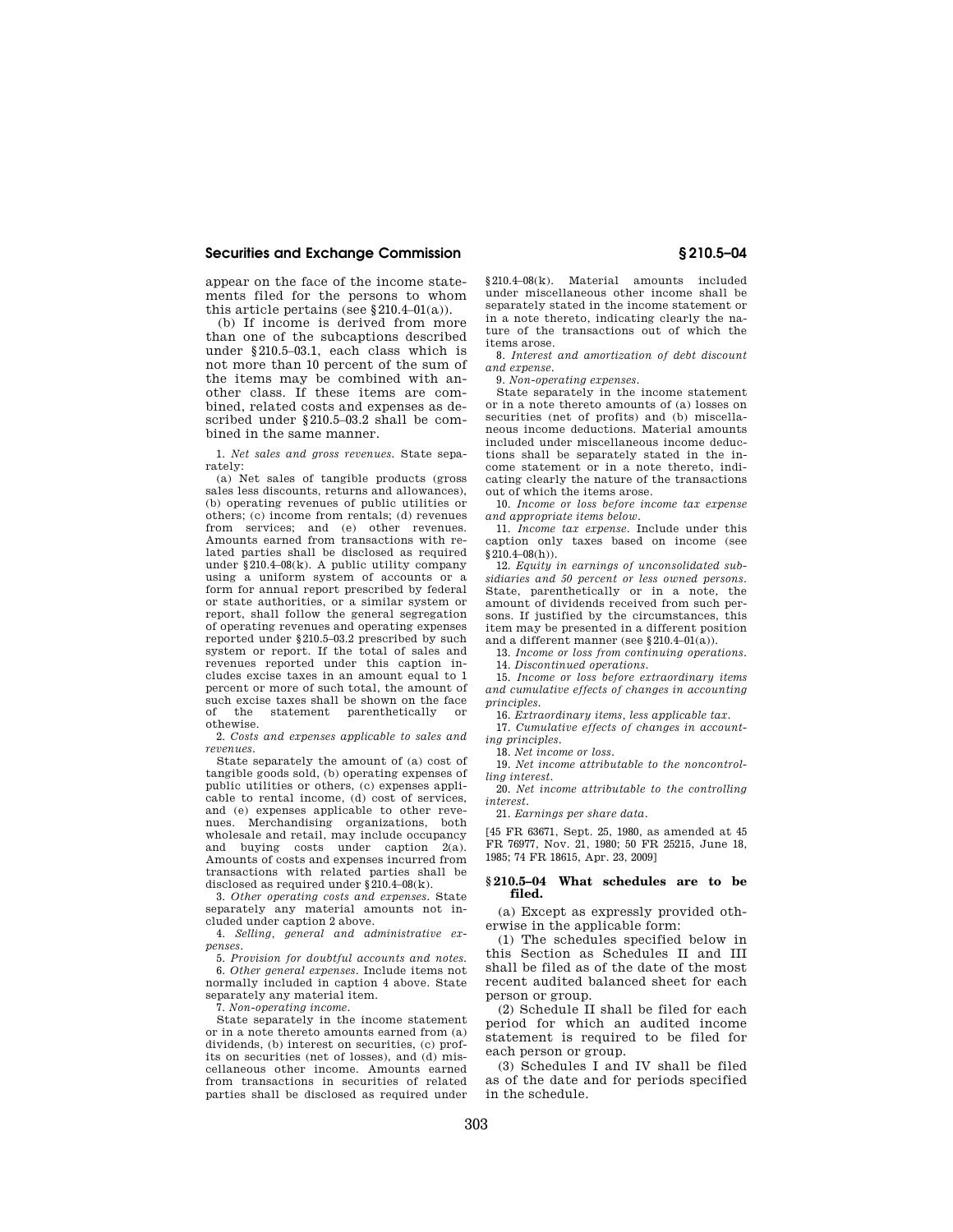appear on the face of the income statements filed for the persons to whom this article pertains (see §210.4–01(a)).

(b) If income is derived from more than one of the subcaptions described under §210.5–03.1, each class which is not more than 10 percent of the sum of the items may be combined with another class. If these items are combined, related costs and expenses as described under §210.5–03.2 shall be combined in the same manner.

1. *Net sales and gross revenues.* State separately:

(a) Net sales of tangible products (gross sales less discounts, returns and allowances), (b) operating revenues of public utilities or others; (c) income from rentals; (d) revenues from services; and (e) other revenues. Amounts earned from transactions with related parties shall be disclosed as required under §210.4–08(k). A public utility company using a uniform system of accounts or a form for annual report prescribed by federal or state authorities, or a similar system or report, shall follow the general segregation of operating revenues and operating expenses reported under §210.5–03.2 prescribed by such system or report. If the total of sales and revenues reported under this caption includes excise taxes in an amount equal to 1 percent or more of such total, the amount of such excise taxes shall be shown on the face of the statement parenthetically or othewise.

2. *Costs and expenses applicable to sales and revenues.*

State separately the amount of (a) cost of tangible goods sold, (b) operating expenses of public utilities or others, (c) expenses applicable to rental income, (d) cost of services, and (e) expenses applicable to other revenues. Merchandising organizations, both wholesale and retail, may include occupancy and buying costs under caption 2(a). Amounts of costs and expenses incurred from transactions with related parties shall be disclosed as required under §210.4–08(k).

3. *Other operating costs and expenses.* State separately any material amounts not included under caption 2 above.

4. *Selling, general and administrative expenses.*

5. *Provision for doubtful accounts and notes.*

6. *Other general expenses.* Include items not normally included in caption 4 above. State separately any material item.

7. *Non-operating income.*

State separately in the income statement or in a note thereto amounts earned from (a) dividends, (b) interest on securities, (c) profits on securities (net of losses), and (d) miscellaneous other income. Amounts earned from transactions in securities of related parties shall be disclosed as required under §210.4–08(k). Material amounts included under miscellaneous other income shall be separately stated in the income statement or in a note thereto, indicating clearly the nature of the transactions out of which the items arose.

8. *Interest and amortization of debt discount and expense.*

9. *Non-operating expenses.*

State separately in the income statement or in a note thereto amounts of (a) losses on securities (net of profits) and (b) miscellaneous income deductions. Material amounts included under miscellaneous income deductions shall be separately stated in the income statement or in a note thereto, indicating clearly the nature of the transactions out of which the items arose.

10. *Income or loss before income tax expense and appropriate items below.*

11. *Income tax expense.* Include under this caption only taxes based on income (see §210.4–08(h)).

12. *Equity in earnings of unconsolidated subsidiaries and 50 percent or less owned persons.* State, parenthetically or in a note, the amount of dividends received from such persons. If justified by the circumstances, this item may be presented in a different position and a different manner (see §210.4–01(a)).

13. *Income or loss from continuing operations.*

14. *Discontinued operations.*

15. *Income or loss before extraordinary items and cumulative effects of changes in accounting principles.*

16. *Extraordinary items, less applicable tax.*

17. *Cumulative effects of changes in accounting principles.*

18. *Net income or loss.*

19. *Net income attributable to the noncontrolling interest.*

20. *Net income attributable to the controlling interest.*

21. *Earnings per share data.*

[45 FR 63671, Sept. 25, 1980, as amended at 45 FR 76977, Nov. 21, 1980; 50 FR 25215, June 18, 1985; 74 FR 18615, Apr. 23, 2009]

### §210.5–04 What schedules are to be filed.

(a) Except as expressly provided otherwise in the applicable form:

(1) The schedules specified below in this Section as Schedules II and III shall be filed as of the date of the most recent audited balanced sheet for each person or group.

(2) Schedule II shall be filed for each period for which an audited income statement is required to be filed for each person or group.

(3) Schedules I and IV shall be filed as of the date and for periods specified in the schedule.